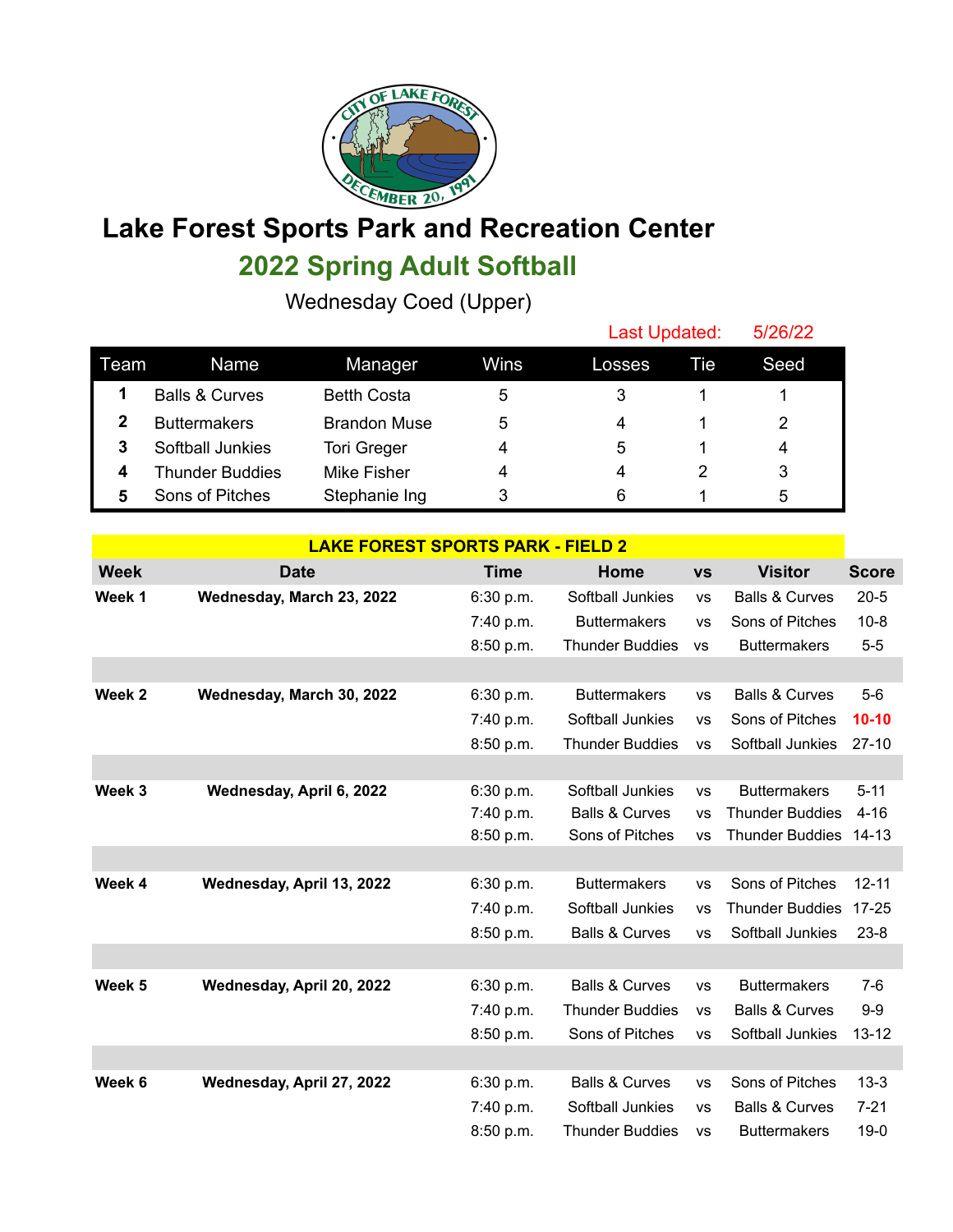# Lake Forest Sports Park and Recreation Center

## 2022 Spring Adult Softball

Wednesday Coed (Upper)

Last Updated: 5/26/22

| Team | Name | Manager | Wins | Losses | Tie | Seed |
|---|---|---|---|---|---|---|
| 1 | Balls & Curves | Betth Costa | 5 | 3 | 1 | 1 |
| 2 | Buttermakers | Brandon Muse | 5 | 4 | 1 | 2 |
| 3 | Softball Junkies | Tori Greger | 4 | 5 | 1 | 4 |
| 4 | Thunder Buddies | Mike Fisher | 4 | 4 | 2 | 3 |
| 5 | Sons of Pitches | Stephanie Ing | 3 | 6 | 1 | 5 |

**LAKE FOREST SPORTS PARK - FIELD 2**

| Week | Date | Time | Home | vs | Visitor | Score |
|---|---|---|---|---|---|---|
| **Week 1** | **Wednesday, March 23, 2022** | 6:30 p.m. | Softball Junkies | vs | Balls & Curves | 20-5 |
| | | 7:40 p.m. | Buttermakers | vs | Sons of Pitches | 10-8 |
| | | 8:50 p.m. | Thunder Buddies | vs | Buttermakers | 5-5 |
| **Week 2** | **Wednesday, March 30, 2022** | 6:30 p.m. | Buttermakers | vs | Balls & Curves | 5-6 |
| | | 7:40 p.m. | Softball Junkies | vs | Sons of Pitches | **10-10** |
| | | 8:50 p.m. | Thunder Buddies | vs | Softball Junkies | 27-10 |
| **Week 3** | **Wednesday, April 6, 2022** | 6:30 p.m. | Softball Junkies | vs | Buttermakers | 5-11 |
| | | 7:40 p.m. | Balls & Curves | vs | Thunder Buddies | 4-16 |
| | | 8:50 p.m. | Sons of Pitches | vs | Thunder Buddies | 14-13 |
| **Week 4** | **Wednesday, April 13, 2022** | 6:30 p.m. | Buttermakers | vs | Sons of Pitches | 12-11 |
| | | 7:40 p.m. | Softball Junkies | vs | Thunder Buddies | 17-25 |
| | | 8:50 p.m. | Balls & Curves | vs | Softball Junkies | 23-8 |
| **Week 5** | **Wednesday, April 20, 2022** | 6:30 p.m. | Balls & Curves | vs | Buttermakers | 7-6 |
| | | 7:40 p.m. | Thunder Buddies | vs | Balls & Curves | 9-9 |
| | | 8:50 p.m. | Sons of Pitches | vs | Softball Junkies | 13-12 |
| **Week 6** | **Wednesday, April 27, 2022** | 6:30 p.m. | Balls & Curves | vs | Sons of Pitches | 13-3 |
| | | 7:40 p.m. | Softball Junkies | vs | Balls & Curves | 7-21 |
| | | 8:50 p.m. | Thunder Buddies | vs | Buttermakers | 19-0 |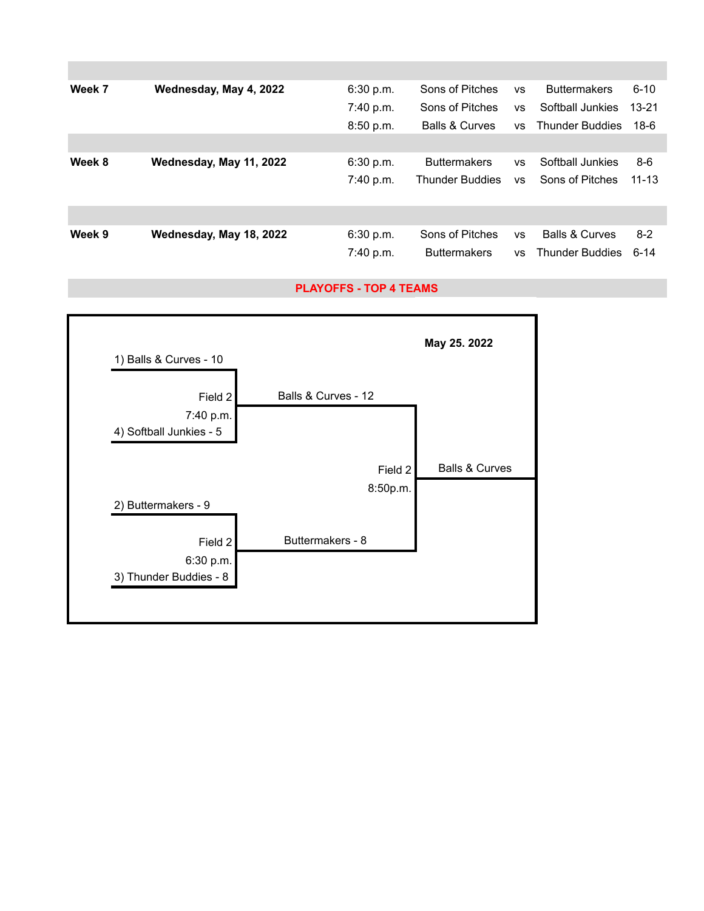| | | | | | | |
|---|---|---|---|---|---|---|
| **Week 7** | **Wednesday, May 4, 2022** | 6:30 p.m. | Sons of Pitches | vs | Buttermakers | 6-10 |
| | | 7:40 p.m. | Sons of Pitches | vs | Softball Junkies | 13-21 |
| | | 8:50 p.m. | Balls & Curves | vs | Thunder Buddies | 18-6 |
| **Week 8** | **Wednesday, May 11, 2022** | 6:30 p.m. | Buttermakers | vs | Softball Junkies | 8-6 |
| | | 7:40 p.m. | Thunder Buddies | vs | Sons of Pitches | 11-13 |
| **Week 9** | **Wednesday, May 18, 2022** | 6:30 p.m. | Sons of Pitches | vs | Balls & Curves | 8-2 |
| | | 7:40 p.m. | Buttermakers | vs | Thunder Buddies | 6-14 |

**PLAYOFFS - TOP 4 TEAMS**

**May 25. 2022**

1) Balls & Curves - 10

Field 2
7:40 p.m.

4) Softball Junkies - 5

Balls & Curves - 12

Field 2
8:50p.m.

Balls & Curves

2) Buttermakers - 9

Field 2
6:30 p.m.

3) Thunder Buddies - 8

Buttermakers - 8